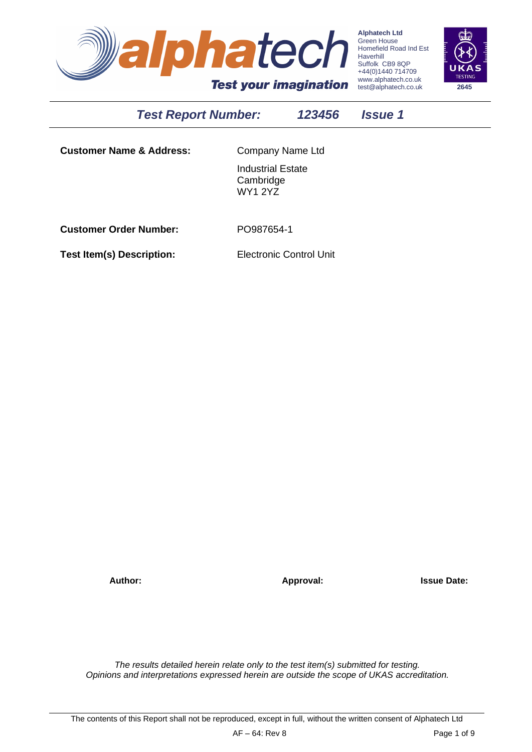**Alphatech Ltd**
Green House
Homefield Road Ind Est
Haverhill
Suffolk CB9 8QP
+44(0)1440 714709
www.alphatech.co.uk
test@alphatech.co.uk

UKAS TESTING 2645

# *Test Report Number: 123456 Issue 1*

| | |
|---|---|
| **Customer Name & Address:** | Company Name Ltd<br>Industrial Estate<br>Cambridge<br>WY1 2YZ |
| **Customer Order Number:** | PO987654-1 |
| **Test Item(s) Description:** | Electronic Control Unit |

| **Author:** | **Approval:** | **Issue Date:** |
|---|---|---|
| | | |

*The results detailed herein relate only to the test item(s) submitted for testing.*
*Opinions and interpretations expressed herein are outside the scope of UKAS accreditation.*

The contents of this Report shall not be reproduced, except in full, without the written consent of Alphatech Ltd

AF – 64: Rev 8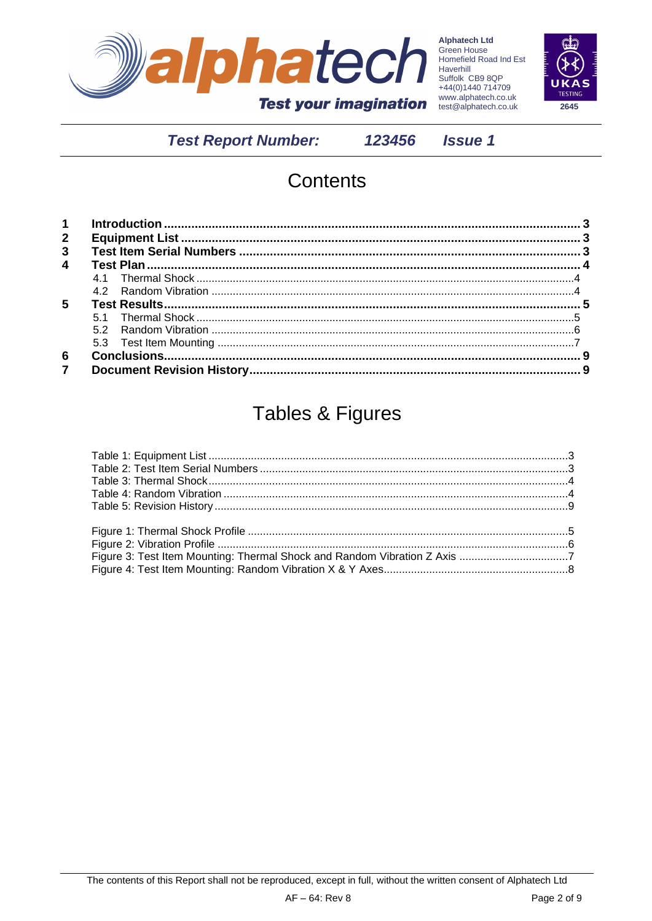**Test Report Number: 123456 Issue 1**

# Contents

| | | |
|---|---|---|
| **1** | **Introduction** | **3** |
| **2** | **Equipment List** | **3** |
| **3** | **Test Item Serial Numbers** | **3** |
| **4** | **Test Plan** | **4** |
| | 4.1 Thermal Shock | 4 |
| | 4.2 Random Vibration | 4 |
| **5** | **Test Results** | **5** |
| | 5.1 Thermal Shock | 5 |
| | 5.2 Random Vibration | 6 |
| | 5.3 Test Item Mounting | 7 |
| **6** | **Conclusions** | **9** |
| **7** | **Document Revision History** | **9** |

# Tables & Figures

Table 1: Equipment List ............ 3
Table 2: Test Item Serial Numbers ............ 3
Table 3: Thermal Shock ............ 4
Table 4: Random Vibration ............ 4
Table 5: Revision History ............ 9

Figure 1: Thermal Shock Profile ............ 5
Figure 2: Vibration Profile ............ 6
Figure 3: Test Item Mounting: Thermal Shock and Random Vibration Z Axis ............ 7
Figure 4: Test Item Mounting: Random Vibration X & Y Axes ............ 8

The contents of this Report shall not be reproduced, except in full, without the written consent of Alphatech Ltd

AF – 64: Rev 8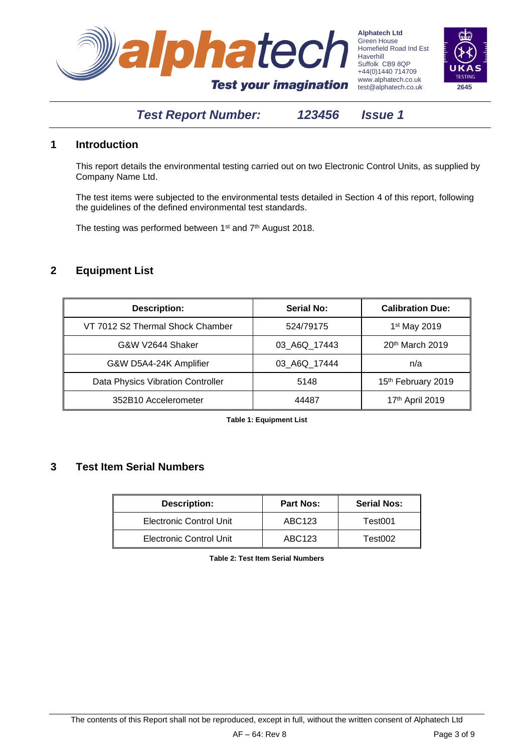## 1 Introduction

This report details the environmental testing carried out on two Electronic Control Units, as supplied by Company Name Ltd.

The test items were subjected to the environmental tests detailed in Section 4 of this report, following the guidelines of the defined environmental test standards.

The testing was performed between 1st and 7th August 2018.

## 2 Equipment List

| Description: | Serial No: | Calibration Due: |
|---|---|---|
| VT 7012 S2 Thermal Shock Chamber | 524/79175 | 1st May 2019 |
| G&W V2644 Shaker | 03_A6Q_17443 | 20th March 2019 |
| G&W D5A4-24K Amplifier | 03_A6Q_17444 | n/a |
| Data Physics Vibration Controller | 5148 | 15th February 2019 |
| 352B10 Accelerometer | 44487 | 17th April 2019 |

**Table 1: Equipment List**

## 3 Test Item Serial Numbers

| Description: | Part Nos: | Serial Nos: |
|---|---|---|
| Electronic Control Unit | ABC123 | Test001 |
| Electronic Control Unit | ABC123 | Test002 |

**Table 2: Test Item Serial Numbers**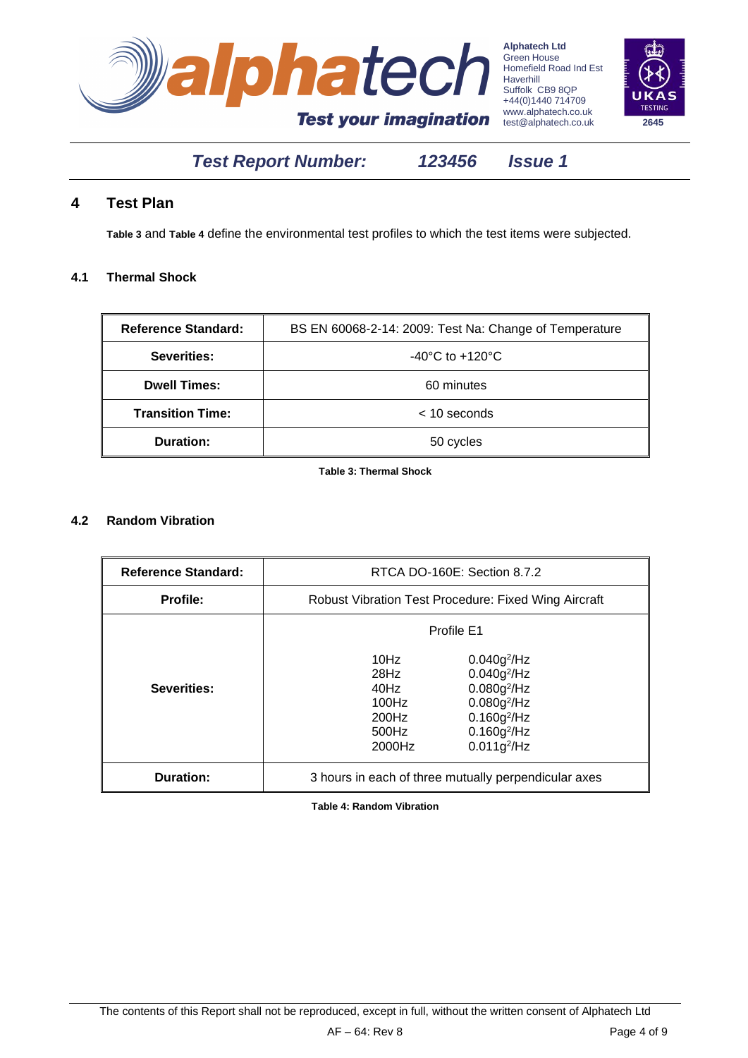**Test Report Number: 123456 Issue 1**

# 4 Test Plan

**Table 3** and **Table 4** define the environmental test profiles to which the test items were subjected.

## 4.1 Thermal Shock

| **Reference Standard:** | BS EN 60068-2-14: 2009: Test Na: Change of Temperature |
|---|---|
| **Severities:** | -40°C to +120°C |
| **Dwell Times:** | 60 minutes |
| **Transition Time:** | < 10 seconds |
| **Duration:** | 50 cycles |

**Table 3: Thermal Shock**

## 4.2 Random Vibration

| **Reference Standard:** | RTCA DO-160E: Section 8.7.2 | |
|---|---|---|
| **Profile:** | Robust Vibration Test Procedure: Fixed Wing Aircraft | |
| **Severities:** | Profile E1 | |
| | 10Hz | $0.040g^2/Hz$ |
| | 28Hz | $0.040g^2/Hz$ |
| | 40Hz | $0.080g^2/Hz$ |
| | 100Hz | $0.080g^2/Hz$ |
| | 200Hz | $0.160g^2/Hz$ |
| | 500Hz | $0.160g^2/Hz$ |
| | 2000Hz | $0.011g^2/Hz$ |
| **Duration:** | 3 hours in each of three mutually perpendicular axes | |

**Table 4: Random Vibration**

The contents of this Report shall not be reproduced, except in full, without the written consent of Alphatech Ltd

AF – 64: Rev 8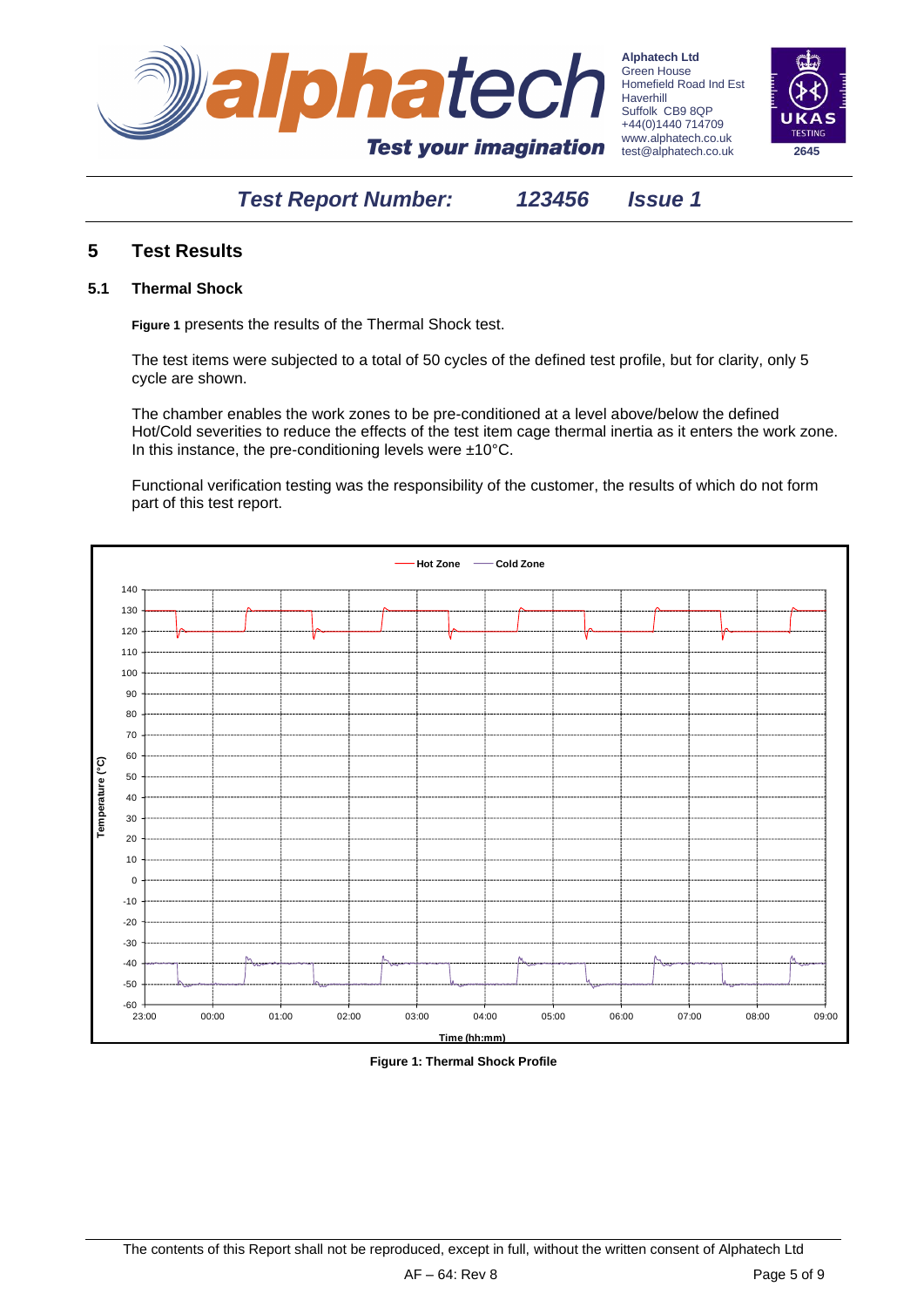# 5 Test Results

## 5.1 Thermal Shock

**Figure 1** presents the results of the Thermal Shock test.

The test items were subjected to a total of 50 cycles of the defined test profile, but for clarity, only 5 cycle are shown.

The chamber enables the work zones to be pre-conditioned at a level above/below the defined Hot/Cold severities to reduce the effects of the test item cage thermal inertia as it enters the work zone. In this instance, the pre-conditioning levels were ±10°C.

Functional verification testing was the responsibility of the customer, the results of which do not form part of this test report.

**Figure 1: Thermal Shock Profile**

The contents of this Report shall not be reproduced, except in full, without the written consent of Alphatech Ltd

AF – 64: Rev 8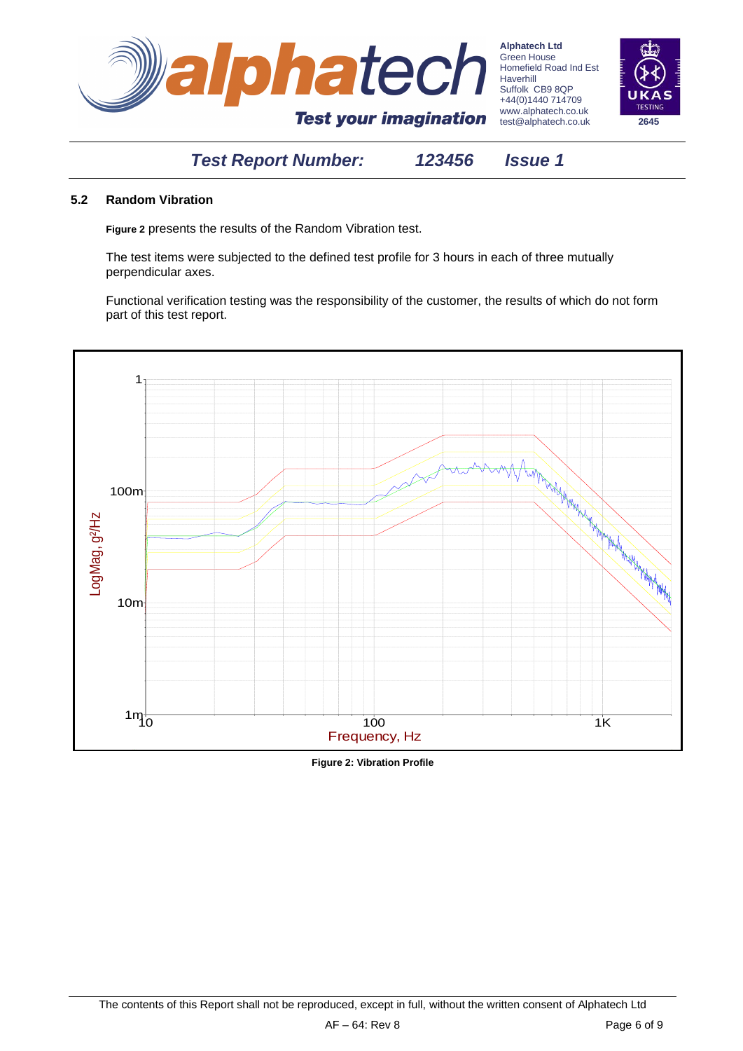### 5.2 Random Vibration

**Figure 2** presents the results of the Random Vibration test.

The test items were subjected to the defined test profile for 3 hours in each of three mutually perpendicular axes.

Functional verification testing was the responsibility of the customer, the results of which do not form part of this test report.

**Figure 2: Vibration Profile**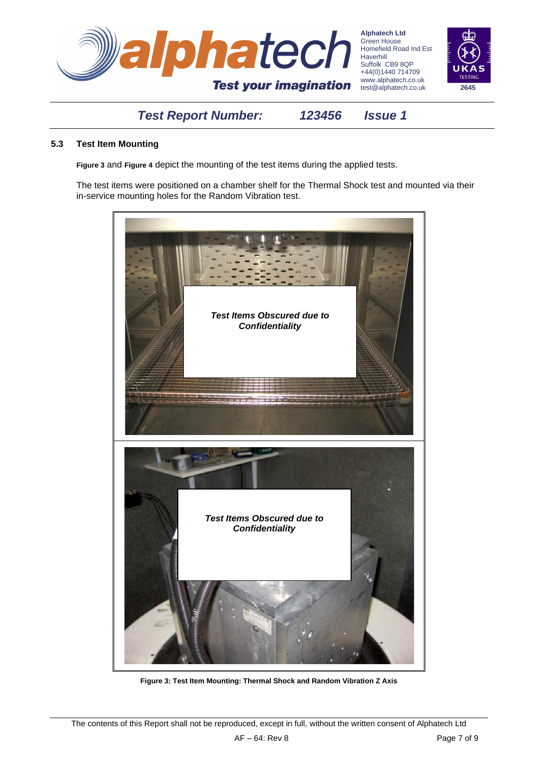### 5.3 Test Item Mounting

**Figure 3** and **Figure 4** depict the mounting of the test items during the applied tests.

The test items were positioned on a chamber shelf for the Thermal Shock test and mounted via their in-service mounting holes for the Random Vibration test.

***Test Items Obscured due to Confidentiality***

***Test Items Obscured due to Confidentiality***

**Figure 3: Test Item Mounting: Thermal Shock and Random Vibration Z Axis**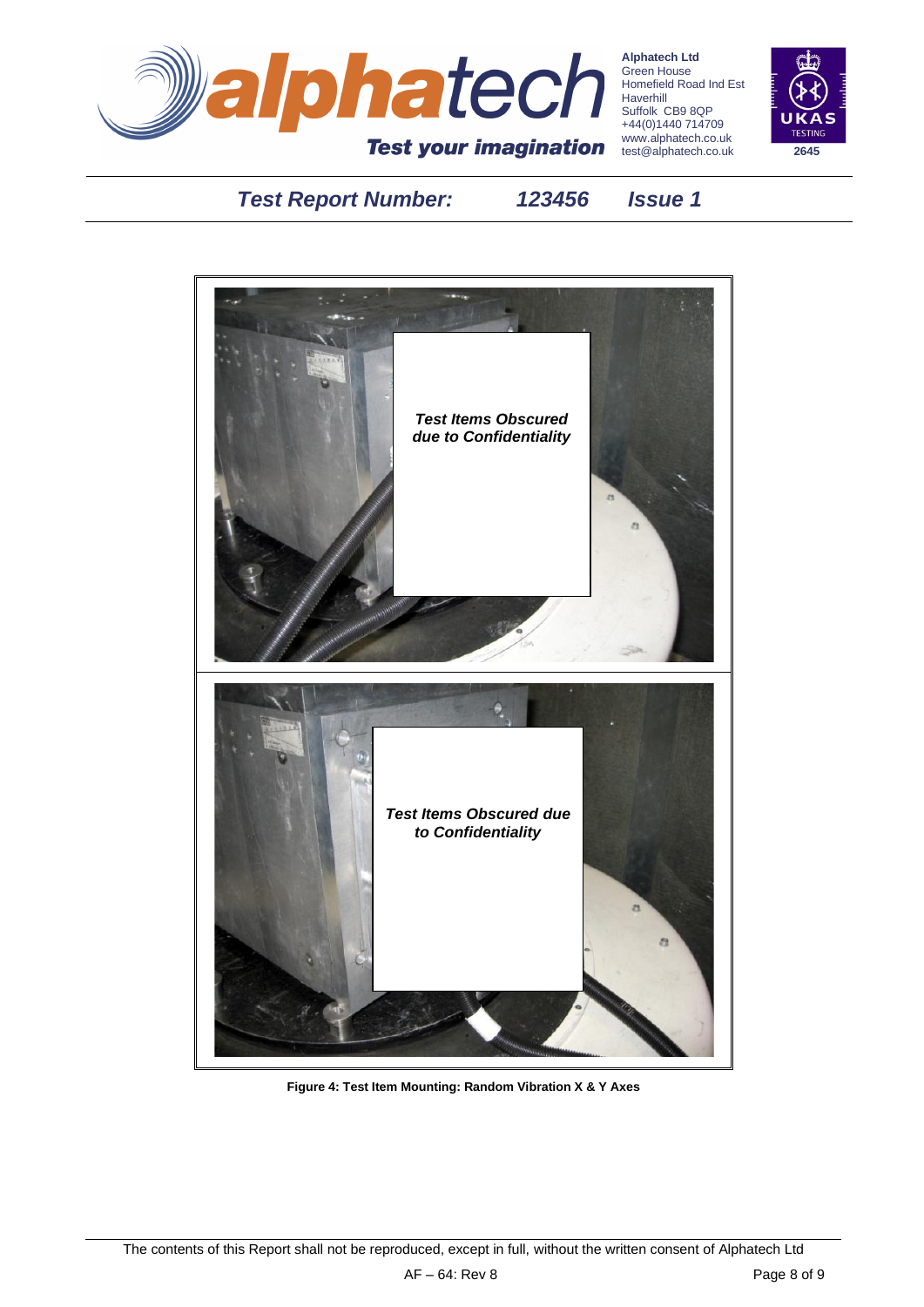Test Report Number: 123456 Issue 1

Test Items Obscured due to Confidentiality

Test Items Obscured due to Confidentiality

**Figure 4: Test Item Mounting: Random Vibration X & Y Axes**

The contents of this Report shall not be reproduced, except in full, without the written consent of Alphatech Ltd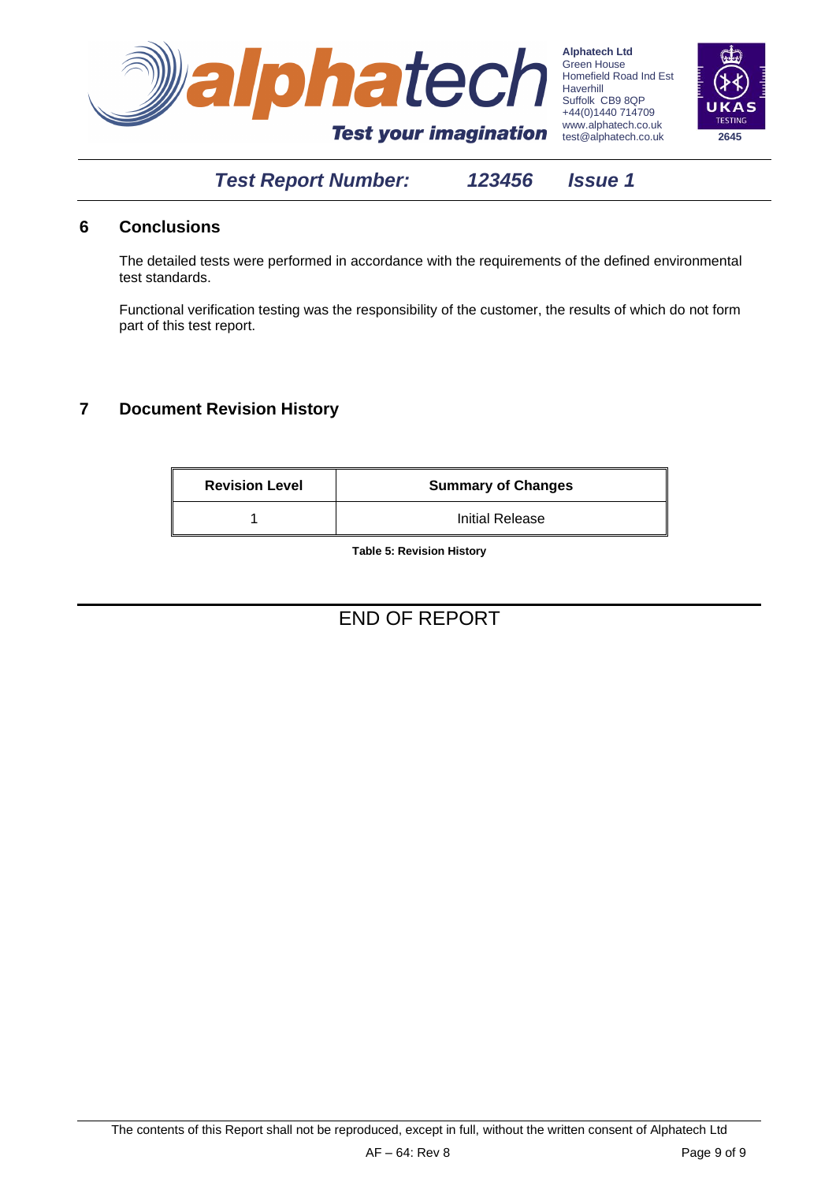## 6 Conclusions

The detailed tests were performed in accordance with the requirements of the defined environmental test standards.

Functional verification testing was the responsibility of the customer, the results of which do not form part of this test report.

## 7 Document Revision History

| Revision Level | Summary of Changes |
|---|---|
| 1 | Initial Release |

**Table 5: Revision History**

END OF REPORT